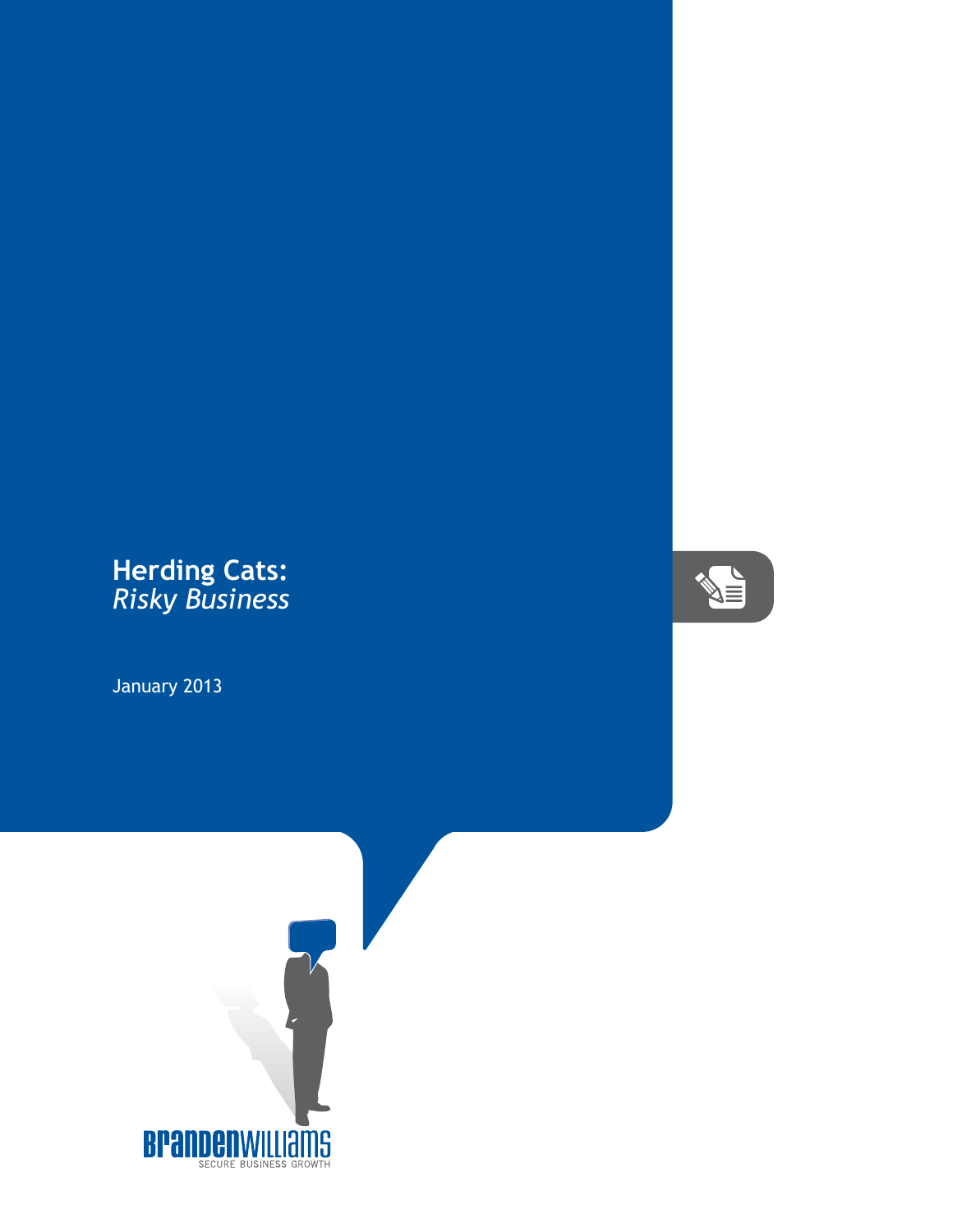# Herding Cats:
## *Risky Business*

January 2013

BRANDENWILLIAMS
SECURE BUSINESS GROWTH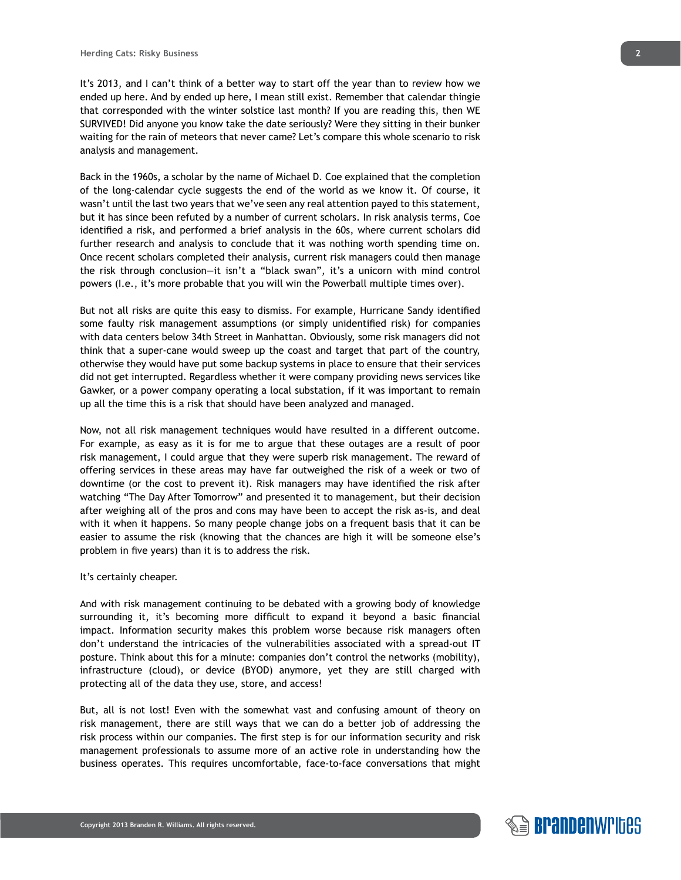It's 2013, and I can't think of a better way to start off the year than to review how we ended up here. And by ended up here, I mean still exist. Remember that calendar thingie that corresponded with the winter solstice last month? If you are reading this, then WE SURVIVED! Did anyone you know take the date seriously? Were they sitting in their bunker waiting for the rain of meteors that never came? Let's compare this whole scenario to risk analysis and management.

Back in the 1960s, a scholar by the name of Michael D. Coe explained that the completion of the long-calendar cycle suggests the end of the world as we know it. Of course, it wasn't until the last two years that we've seen any real attention payed to this statement, but it has since been refuted by a number of current scholars. In risk analysis terms, Coe identified a risk, and performed a brief analysis in the 60s, where current scholars did further research and analysis to conclude that it was nothing worth spending time on. Once recent scholars completed their analysis, current risk managers could then manage the risk through conclusion—it isn't a "black swan", it's a unicorn with mind control powers (I.e., it's more probable that you will win the Powerball multiple times over).

But not all risks are quite this easy to dismiss. For example, Hurricane Sandy identified some faulty risk management assumptions (or simply unidentified risk) for companies with data centers below 34th Street in Manhattan. Obviously, some risk managers did not think that a super-cane would sweep up the coast and target that part of the country, otherwise they would have put some backup systems in place to ensure that their services did not get interrupted. Regardless whether it were company providing news services like Gawker, or a power company operating a local substation, if it was important to remain up all the time this is a risk that should have been analyzed and managed.

Now, not all risk management techniques would have resulted in a different outcome. For example, as easy as it is for me to argue that these outages are a result of poor risk management, I could argue that they were superb risk management. The reward of offering services in these areas may have far outweighed the risk of a week or two of downtime (or the cost to prevent it). Risk managers may have identified the risk after watching "The Day After Tomorrow" and presented it to management, but their decision after weighing all of the pros and cons may have been to accept the risk as-is, and deal with it when it happens. So many people change jobs on a frequent basis that it can be easier to assume the risk (knowing that the chances are high it will be someone else's problem in five years) than it is to address the risk.

It's certainly cheaper.

And with risk management continuing to be debated with a growing body of knowledge surrounding it, it's becoming more difficult to expand it beyond a basic financial impact. Information security makes this problem worse because risk managers often don't understand the intricacies of the vulnerabilities associated with a spread-out IT posture. Think about this for a minute: companies don't control the networks (mobility), infrastructure (cloud), or device (BYOD) anymore, yet they are still charged with protecting all of the data they use, store, and access!

But, all is not lost! Even with the somewhat vast and confusing amount of theory on risk management, there are still ways that we can do a better job of addressing the risk process within our companies. The first step is for our information security and risk management professionals to assume more of an active role in understanding how the business operates. This requires uncomfortable, face-to-face conversations that might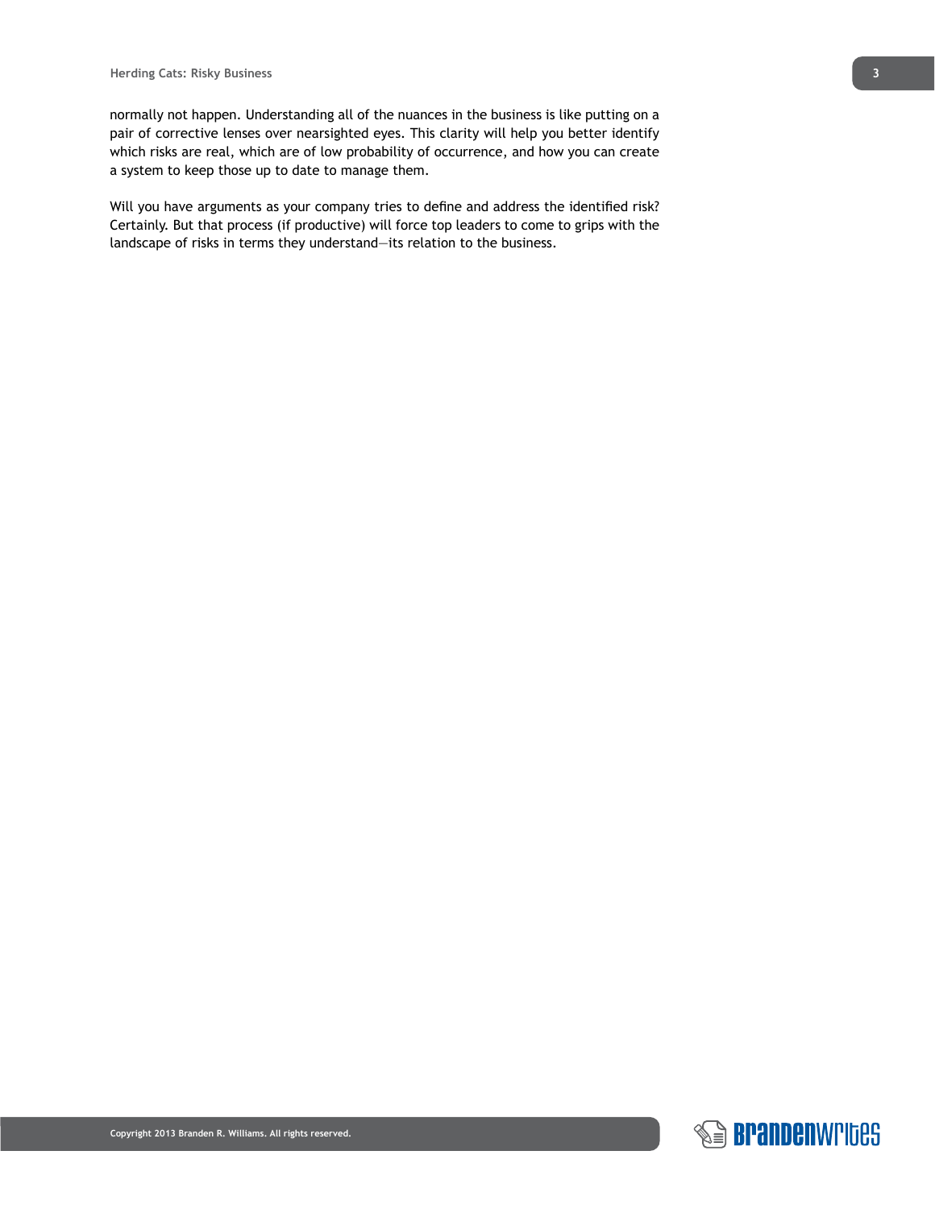normally not happen. Understanding all of the nuances in the business is like putting on a pair of corrective lenses over nearsighted eyes. This clarity will help you better identify which risks are real, which are of low probability of occurrence, and how you can create a system to keep those up to date to manage them.

Will you have arguments as your company tries to define and address the identified risk? Certainly. But that process (if productive) will force top leaders to come to grips with the landscape of risks in terms they understand—its relation to the business.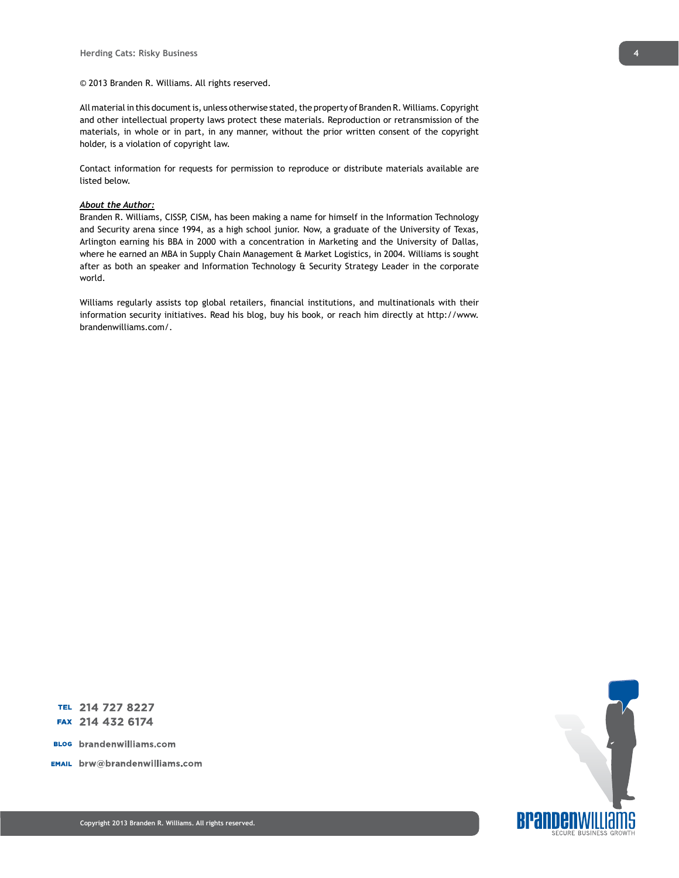© 2013 Branden R. Williams. All rights reserved.

All material in this document is, unless otherwise stated, the property of Branden R. Williams. Copyright and other intellectual property laws protect these materials. Reproduction or retransmission of the materials, in whole or in part, in any manner, without the prior written consent of the copyright holder, is a violation of copyright law.

Contact information for requests for permission to reproduce or distribute materials available are listed below.

***About the Author:***

Branden R. Williams, CISSP, CISM, has been making a name for himself in the Information Technology and Security arena since 1994, as a high school junior. Now, a graduate of the University of Texas, Arlington earning his BBA in 2000 with a concentration in Marketing and the University of Dallas, where he earned an MBA in Supply Chain Management & Market Logistics, in 2004. Williams is sought after as both an speaker and Information Technology & Security Strategy Leader in the corporate world.

Williams regularly assists top global retailers, financial institutions, and multinationals with their information security initiatives. Read his blog, buy his book, or reach him directly at http://www.brandenwilliams.com/.

**TEL** 214 727 8227

**FAX** 214 432 6174

**BLOG** brandenwilliams.com

**EMAIL** brw@brandenwilliams.com

BrandenWilliams

SECURE BUSINESS GROWTH